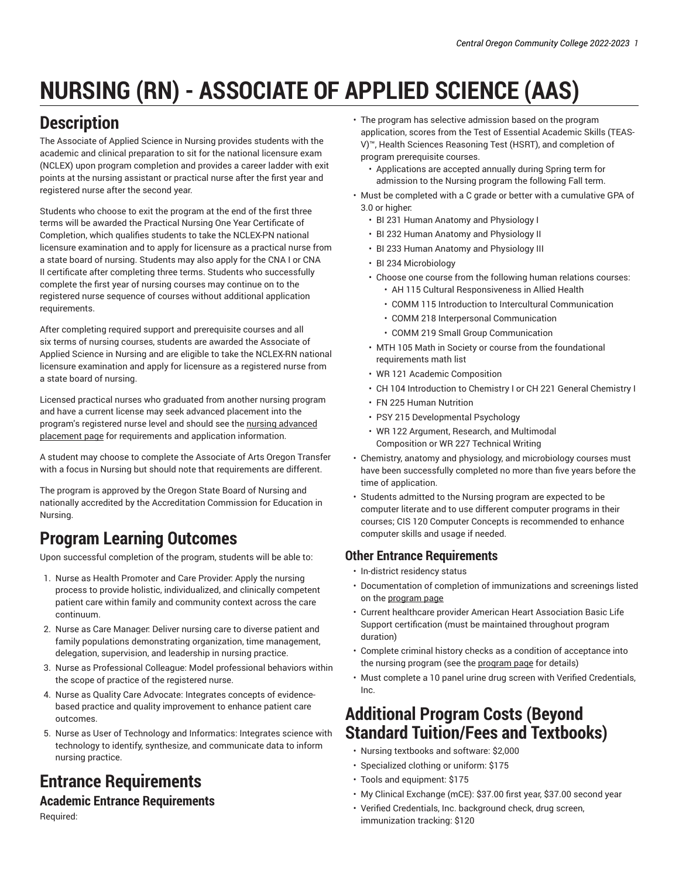# NURSING (RN) - ASSOCIATE OF APPLIED SCIENCE (AAS)

## Description

The Associate of Applied Science in Nursing provides students with the academic and clinical preparation to sit for the national licensure exam (NCLEX) upon program completion and provides a career ladder with exit points at the nursing assistant or practical nurse after the first year and registered nurse after the second year.

Students who choose to exit the program at the end of the first three terms will be awarded the Practical Nursing One Year Certificate of Completion, which qualifies students to take the NCLEX-PN national licensure examination and to apply for licensure as a practical nurse from a state board of nursing. Students may also apply for the CNA I or CNA II certificate after completing three terms. Students who successfully complete the first year of nursing courses may continue on to the registered nurse sequence of courses without additional application requirements.

After completing required support and prerequisite courses and all six terms of nursing courses, students are awarded the Associate of Applied Science in Nursing and are eligible to take the NCLEX-RN national licensure examination and apply for licensure as a registered nurse from a state board of nursing.

Licensed practical nurses who graduated from another nursing program and have a current license may seek advanced placement into the program's registered nurse level and should see the nursing advanced placement page for requirements and application information.

A student may choose to complete the Associate of Arts Oregon Transfer with a focus in Nursing but should note that requirements are different.

The program is approved by the Oregon State Board of Nursing and nationally accredited by the Accreditation Commission for Education in Nursing.

## Program Learning Outcomes

Upon successful completion of the program, students will be able to:

1. Nurse as Health Promoter and Care Provider: Apply the nursing process to provide holistic, individualized, and clinically competent patient care within family and community context across the care continuum.
2. Nurse as Care Manager: Deliver nursing care to diverse patient and family populations demonstrating organization, time management, delegation, supervision, and leadership in nursing practice.
3. Nurse as Professional Colleague: Model professional behaviors within the scope of practice of the registered nurse.
4. Nurse as Quality Care Advocate: Integrates concepts of evidence-based practice and quality improvement to enhance patient care outcomes.
5. Nurse as User of Technology and Informatics: Integrates science with technology to identify, synthesize, and communicate data to inform nursing practice.

## Entrance Requirements

### Academic Entrance Requirements

Required:

- The program has selective admission based on the program application, scores from the Test of Essential Academic Skills (TEAS-V)™, Health Sciences Reasoning Test (HSRT), and completion of program prerequisite courses.
  - Applications are accepted annually during Spring term for admission to the Nursing program the following Fall term.
- Must be completed with a C grade or better with a cumulative GPA of 3.0 or higher:
  - BI 231 Human Anatomy and Physiology I
  - BI 232 Human Anatomy and Physiology II
  - BI 233 Human Anatomy and Physiology III
  - BI 234 Microbiology
  - Choose one course from the following human relations courses:
    - AH 115 Cultural Responsiveness in Allied Health
    - COMM 115 Introduction to Intercultural Communication
    - COMM 218 Interpersonal Communication
    - COMM 219 Small Group Communication
  - MTH 105 Math in Society or course from the foundational requirements math list
  - WR 121 Academic Composition
  - CH 104 Introduction to Chemistry I or CH 221 General Chemistry I
  - FN 225 Human Nutrition
  - PSY 215 Developmental Psychology
  - WR 122 Argument, Research, and Multimodal Composition or WR 227 Technical Writing
- Chemistry, anatomy and physiology, and microbiology courses must have been successfully completed no more than five years before the time of application.
- Students admitted to the Nursing program are expected to be computer literate and to use different computer programs in their courses; CIS 120 Computer Concepts is recommended to enhance computer skills and usage if needed.

### Other Entrance Requirements

- In-district residency status
- Documentation of completion of immunizations and screenings listed on the program page
- Current healthcare provider American Heart Association Basic Life Support certification (must be maintained throughout program duration)
- Complete criminal history checks as a condition of acceptance into the nursing program (see the program page for details)
- Must complete a 10 panel urine drug screen with Verified Credentials, Inc.

## Additional Program Costs (Beyond Standard Tuition/Fees and Textbooks)

- Nursing textbooks and software: $2,000
- Specialized clothing or uniform: $175
- Tools and equipment: $175
- My Clinical Exchange (mCE): $37.00 first year, $37.00 second year
- Verified Credentials, Inc. background check, drug screen, immunization tracking: $120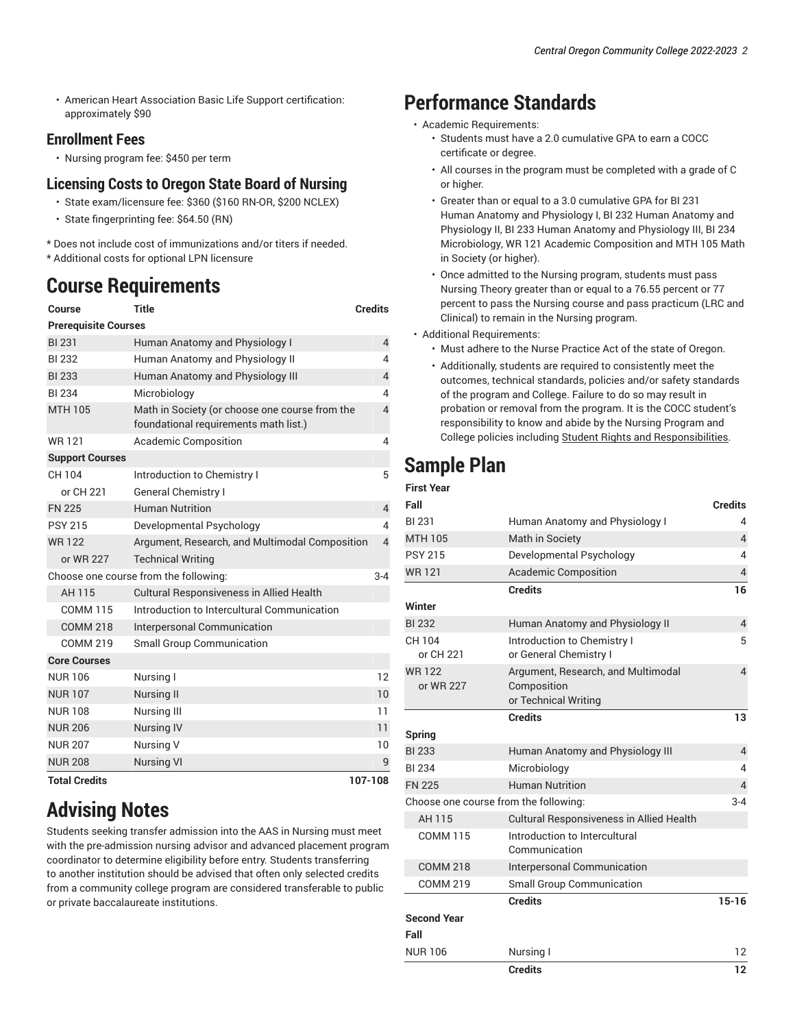- American Heart Association Basic Life Support certification: approximately $90

### Enrollment Fees

- Nursing program fee: $450 per term

### Licensing Costs to Oregon State Board of Nursing

- State exam/licensure fee: $360 ($160 RN-OR, $200 NCLEX)
- State fingerprinting fee: $64.50 (RN)

* Does not include cost of immunizations and/or titers if needed.
* Additional costs for optional LPN licensure

## Course Requirements

| Course | Title | Credits |
|---|---|---|
| **Prerequisite Courses** | | |
| BI 231 | Human Anatomy and Physiology I | 4 |
| BI 232 | Human Anatomy and Physiology II | 4 |
| BI 233 | Human Anatomy and Physiology III | 4 |
| BI 234 | Microbiology | 4 |
| MTH 105 | Math in Society (or choose one course from the foundational requirements math list.) | 4 |
| WR 121 | Academic Composition | 4 |
| **Support Courses** | | |
| CH 104 | Introduction to Chemistry I | 5 |
| or CH 221 | General Chemistry I | |
| FN 225 | Human Nutrition | 4 |
| PSY 215 | Developmental Psychology | 4 |
| WR 122 | Argument, Research, and Multimodal Composition | 4 |
| or WR 227 | Technical Writing | |
| Choose one course from the following: | | 3-4 |
| AH 115 | Cultural Responsiveness in Allied Health | |
| COMM 115 | Introduction to Intercultural Communication | |
| COMM 218 | Interpersonal Communication | |
| COMM 219 | Small Group Communication | |
| **Core Courses** | | |
| NUR 106 | Nursing I | 12 |
| NUR 107 | Nursing II | 10 |
| NUR 108 | Nursing III | 11 |
| NUR 206 | Nursing IV | 11 |
| NUR 207 | Nursing V | 10 |
| NUR 208 | Nursing VI | 9 |
| **Total Credits** | | **107-108** |

## Advising Notes

Students seeking transfer admission into the AAS in Nursing must meet with the pre-admission nursing advisor and advanced placement program coordinator to determine eligibility before entry. Students transferring to another institution should be advised that often only selected credits from a community college program are considered transferable to public or private baccalaureate institutions.

## Performance Standards

- Academic Requirements:
  - Students must have a 2.0 cumulative GPA to earn a COCC certificate or degree.
  - All courses in the program must be completed with a grade of C or higher.
  - Greater than or equal to a 3.0 cumulative GPA for BI 231 Human Anatomy and Physiology I, BI 232 Human Anatomy and Physiology II, BI 233 Human Anatomy and Physiology III, BI 234 Microbiology, WR 121 Academic Composition and MTH 105 Math in Society (or higher).
  - Once admitted to the Nursing program, students must pass Nursing Theory greater than or equal to a 76.55 percent or 77 percent to pass the Nursing course and pass practicum (LRC and Clinical) to remain in the Nursing program.
- Additional Requirements:
  - Must adhere to the Nurse Practice Act of the state of Oregon.
  - Additionally, students are required to consistently meet the outcomes, technical standards, policies and/or safety standards of the program and College. Failure to do so may result in probation or removal from the program. It is the COCC student's responsibility to know and abide by the Nursing Program and College policies including Student Rights and Responsibilities.

## Sample Plan

| First Year | | |
|---|---|---|
| **Fall** | | **Credits** |
| BI 231 | Human Anatomy and Physiology I | 4 |
| MTH 105 | Math in Society | 4 |
| PSY 215 | Developmental Psychology | 4 |
| WR 121 | Academic Composition | 4 |
| | **Credits** | **16** |
| **Winter** | | |
| BI 232 | Human Anatomy and Physiology II | 4 |
| CH 104 or CH 221 | Introduction to Chemistry I or General Chemistry I | 5 |
| WR 122 or WR 227 | Argument, Research, and Multimodal Composition or Technical Writing | 4 |
| | **Credits** | **13** |
| **Spring** | | |
| BI 233 | Human Anatomy and Physiology III | 4 |
| BI 234 | Microbiology | 4 |
| FN 225 | Human Nutrition | 4 |
| Choose one course from the following: | | 3-4 |
| AH 115 | Cultural Responsiveness in Allied Health | |
| COMM 115 | Introduction to Intercultural Communication | |
| COMM 218 | Interpersonal Communication | |
| COMM 219 | Small Group Communication | |
| | **Credits** | **15-16** |
| **Second Year** | | |
| **Fall** | | |
| NUR 106 | Nursing I | 12 |
| | **Credits** | **12** |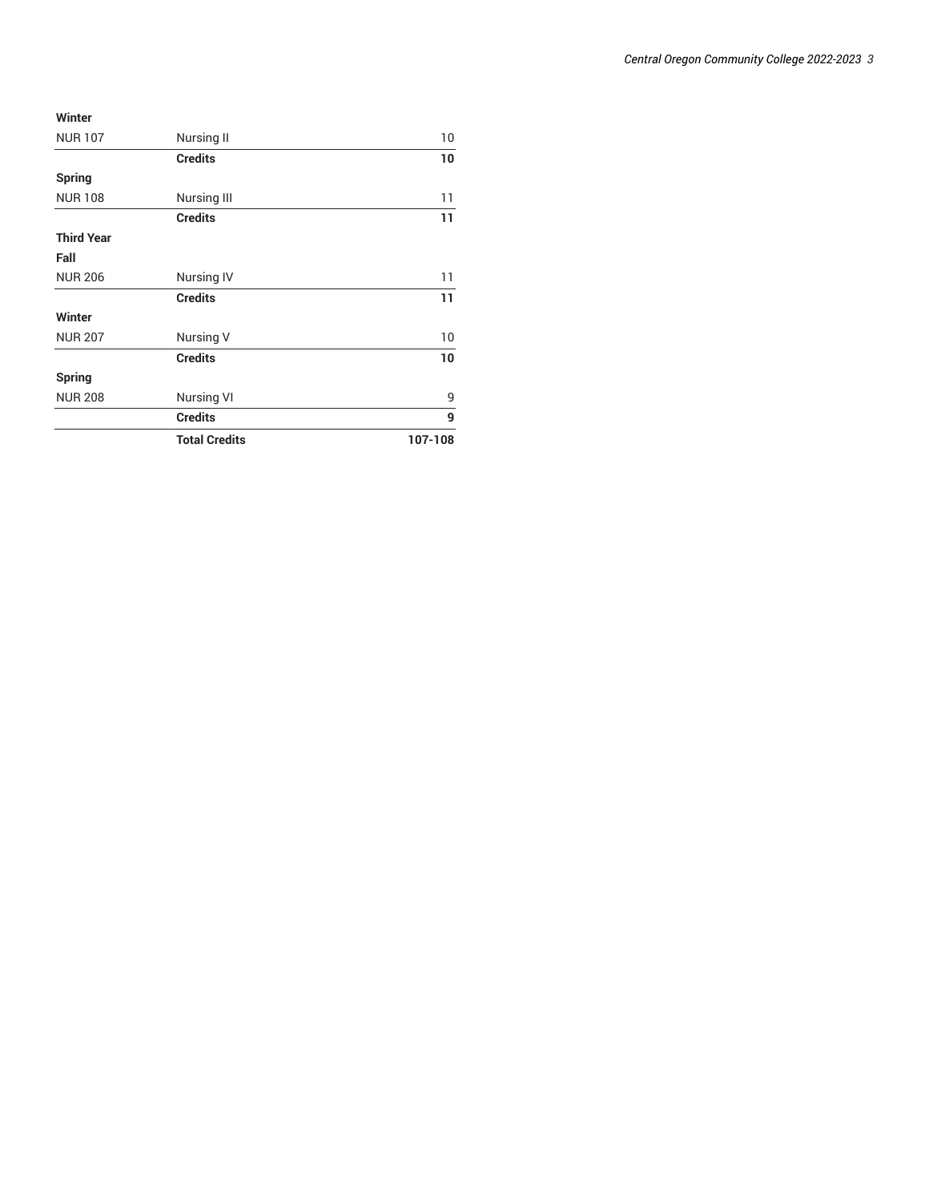| | | |
|---|---|---|
| **Winter** | | |
| NUR 107 | Nursing II | 10 |
| | **Credits** | **10** |
| **Spring** | | |
| NUR 108 | Nursing III | 11 |
| | **Credits** | **11** |
| **Third Year** | | |
| **Fall** | | |
| NUR 206 | Nursing IV | 11 |
| | **Credits** | **11** |
| **Winter** | | |
| NUR 207 | Nursing V | 10 |
| | **Credits** | **10** |
| **Spring** | | |
| NUR 208 | Nursing VI | 9 |
| | **Credits** | **9** |
| | **Total Credits** | **107-108** |